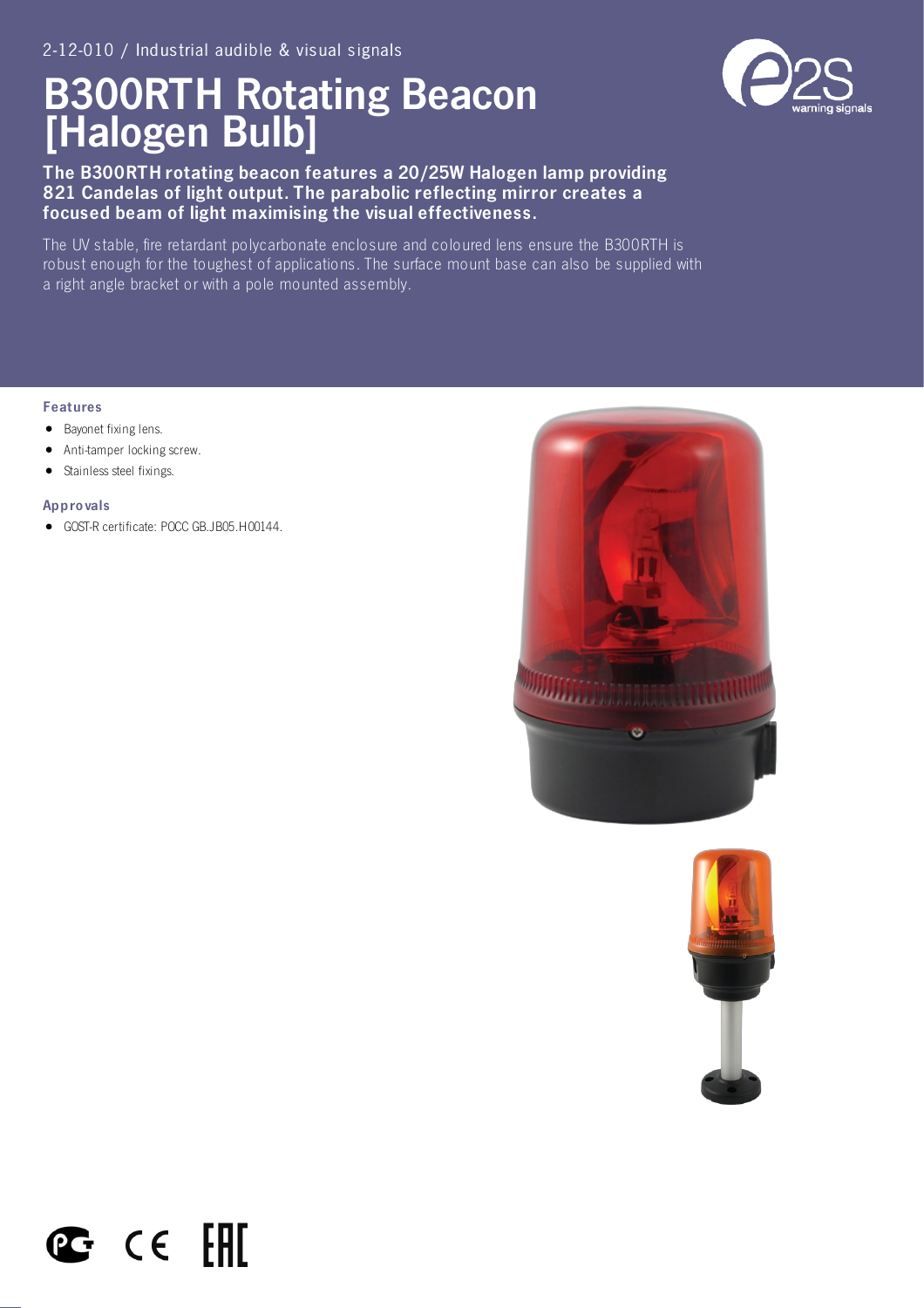2-12-010 / Industrial audible & visual signals

# B300RTH Rotating Beacon [Halogen Bulb]

**The B300RTH rotating beacon features a 20/25W Halogen lamp providing 821 Candelas of light output. The parabolic reflecting mirror creates a focused beam of light maximising the visual effectiveness.**

The UV stable, fire retardant polycarbonate enclosure and coloured lens ensure the B300RTH is robust enough for the toughest of applications. The surface mount base can also be supplied with a right angle bracket or with a pole mounted assembly.

### Features

- Bayonet fixing lens.
- Anti-tamper locking screw.
- Stainless steel fixings.

### Approvals

- GOST-R certificate: POCC GB.JB05.H00144.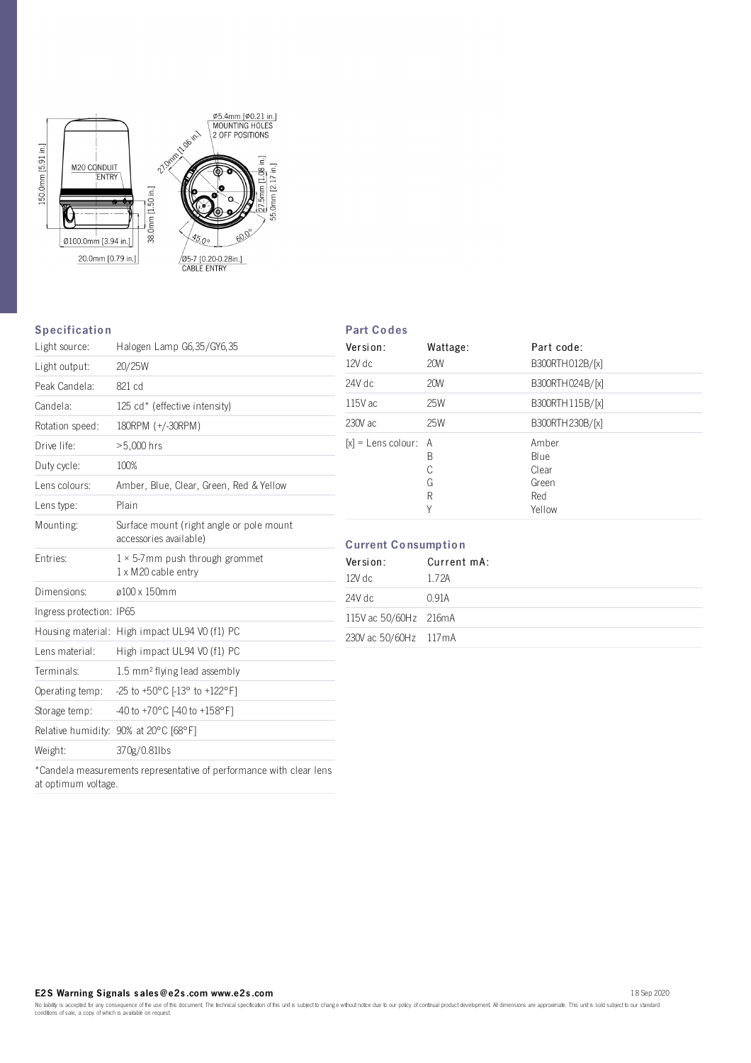Ø5.4mm [Ø0.21 in.]
MOUNTING HOLES
2 OFF POSITIONS

150.0mm [5.91 in.]
M20 CONDUIT ENTRY
38.0mm [1.50 in.]
Ø100.0mm [3.94 in.]
20.0mm [0.79 in.]
27.0mm [1.06 in.]
27.5mm [1.08 in.]
55.0mm [2.17 in.]
45.0°
60.0°
Ø5-7 [0.20-0.28in.]
CABLE ENTRY

## Specification

| | |
|---|---|
| Light source: | Halogen Lamp G6,35/GY6,35 |
| Light output: | 20/25W |
| Peak Candela: | 821 cd |
| Candela: | 125 cd* (effective intensity) |
| Rotation speed: | 180RPM (+/-30RPM) |
| Drive life: | >5,000 hrs |
| Duty cycle: | 100% |
| Lens colours: | Amber, Blue, Clear, Green, Red & Yellow |
| Lens type: | Plain |
| Mounting: | Surface mount (right angle or pole mount accessories available) |
| Entries: | 1 × 5-7mm push through grommet<br>1 x M20 cable entry |
| Dimensions: | ø100 x 150mm |
| Ingress protection: | IP65 |
| Housing material: | High impact UL94 V0 (f1) PC |
| Lens material: | High impact UL94 V0 (f1) PC |
| Terminals: | 1.5 mm² flying lead assembly |
| Operating temp: | -25 to +50°C [-13° to +122°F] |
| Storage temp: | -40 to +70°C [-40 to +158°F] |
| Relative humidity: | 90% at 20°C [68°F] |
| Weight: | 370g/0.81lbs |

*Candela measurements representative of performance with clear lens at optimum voltage.

## Part Codes

| Version: | Wattage: | Part code: |
|---|---|---|
| 12V dc | 20W | B300RTH012B/[x] |
| 24V dc | 20W | B300RTH024B/[x] |
| 115V ac | 25W | B300RTH115B/[x] |
| 230V ac | 25W | B300RTH230B/[x] |
| [x] = Lens colour: | A | Amber |
| | B | Blue |
| | C | Clear |
| | G | Green |
| | R | Red |
| | Y | Yellow |

## Current Consumption

| Version: | Current mA: |
|---|---|
| 12V dc | 1.72A |
| 24V dc | 0.91A |
| 115V ac 50/60Hz | 216mA |
| 230V ac 50/60Hz | 117mA |

**E2S Warning Signals sales@e2s.com www.e2s.com**

18 Sep 2020

No liability is accepted for any consequence of the use of this document. The technical specification of this unit is subject to change without notice due to our policy of continual product development. All dimensions are approximate. This unit is sold subject to our standard conditions of sale, a copy of which is available on request.